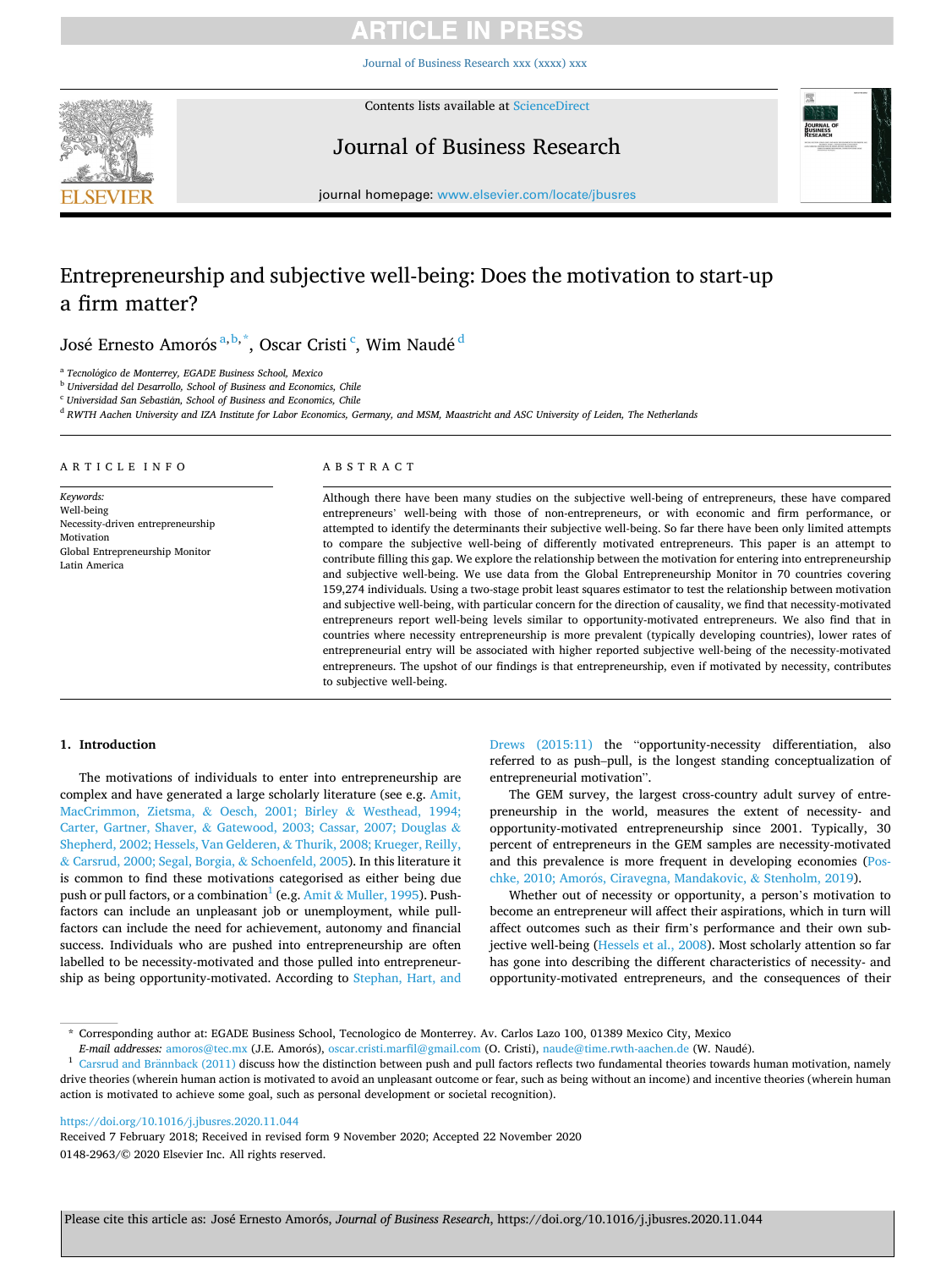# Entrepreneurship and subjective well-being: Does the motivation to start-up a firm matter?

José Ernesto Amorós [a,b,*], Oscar Cristi [c], Wim Naudé [d]

[a] Tecnológico de Monterrey, EGADE Business School, Mexico
[b] Universidad del Desarrollo, School of Business and Economics, Chile
[c] Universidad San Sebastián, School of Business and Economics, Chile
[d] RWTH Aachen University and IZA Institute for Labor Economics, Germany, and MSM, Maastricht and ASC University of Leiden, The Netherlands

**ARTICLE INFO**

*Keywords:*
Well-being
Necessity-driven entrepreneurship
Motivation
Global Entrepreneurship Monitor
Latin America

**ABSTRACT**

Although there have been many studies on the subjective well-being of entrepreneurs, these have compared entrepreneurs' well-being with those of non-entrepreneurs, or with economic and firm performance, or attempted to identify the determinants their subjective well-being. So far there have been only limited attempts to compare the subjective well-being of differently motivated entrepreneurs. This paper is an attempt to contribute filling this gap. We explore the relationship between the motivation for entering into entrepreneurship and subjective well-being. We use data from the Global Entrepreneurship Monitor in 70 countries covering 159,274 individuals. Using a two-stage probit least squares estimator to test the relationship between motivation and subjective well-being, with particular concern for the direction of causality, we find that necessity-motivated entrepreneurs report well-being levels similar to opportunity-motivated entrepreneurs. We also find that in countries where necessity entrepreneurship is more prevalent (typically developing countries), lower rates of entrepreneurial entry will be associated with higher reported subjective well-being of the necessity-motivated entrepreneurs. The upshot of our findings is that entrepreneurship, even if motivated by necessity, contributes to subjective well-being.

## 1. Introduction

The motivations of individuals to enter into entrepreneurship are complex and have generated a large scholarly literature (see e.g. Amit, MacCrimmon, Zietsma, & Oesch, 2001; Birley & Westhead, 1994; Carter, Gartner, Shaver, & Gatewood, 2003; Cassar, 2007; Douglas & Shepherd, 2002; Hessels, Van Gelderen, & Thurik, 2008; Krueger, Reilly, & Carsrud, 2000; Segal, Borgia, & Schoenfeld, 2005). In this literature it is common to find these motivations categorised as either being due push or pull factors, or a combination[1] (e.g. Amit & Muller, 1995). Push-factors can include an unpleasant job or unemployment, while pull-factors can include the need for achievement, autonomy and financial success. Individuals who are pushed into entrepreneurship are often labelled to be necessity-motivated and those pulled into entrepreneurship as being opportunity-motivated. According to Stephan, Hart, and Drews (2015:11) the "opportunity-necessity differentiation, also referred to as push–pull, is the longest standing conceptualization of entrepreneurial motivation".

The GEM survey, the largest cross-country adult survey of entrepreneurship in the world, measures the extent of necessity- and opportunity-motivated entrepreneurship since 2001. Typically, 30 percent of entrepreneurs in the GEM samples are necessity-motivated and this prevalence is more frequent in developing economies (Poschke, 2010; Amorós, Ciravegna, Mandakovic, & Stenholm, 2019).

Whether out of necessity or opportunity, a person's motivation to become an entrepreneur will affect their aspirations, which in turn will affect outcomes such as their firm's performance and their own subjective well-being (Hessels et al., 2008). Most scholarly attention so far has gone into describing the different characteristics of necessity- and opportunity-motivated entrepreneurs, and the consequences of their

\* Corresponding author at: EGADE Business School, Tecnologico de Monterrey. Av. Carlos Lazo 100, 01389 Mexico City, Mexico
*E-mail addresses:* amoros@tec.mx (J.E. Amorós), oscar.cristi.marfil@gmail.com (O. Cristi), naude@time.rwth-aachen.de (W. Naudé).

[1] Carsrud and Brännback (2011) discuss how the distinction between push and pull factors reflects two fundamental theories towards human motivation, namely drive theories (wherein human action is motivated to avoid an unpleasant outcome or fear, such as being without an income) and incentive theories (wherein human action is motivated to achieve some goal, such as personal development or societal recognition).

https://doi.org/10.1016/j.jbusres.2020.11.044
Received 7 February 2018; Received in revised form 9 November 2020; Accepted 22 November 2020
0148-2963/© 2020 Elsevier Inc. All rights reserved.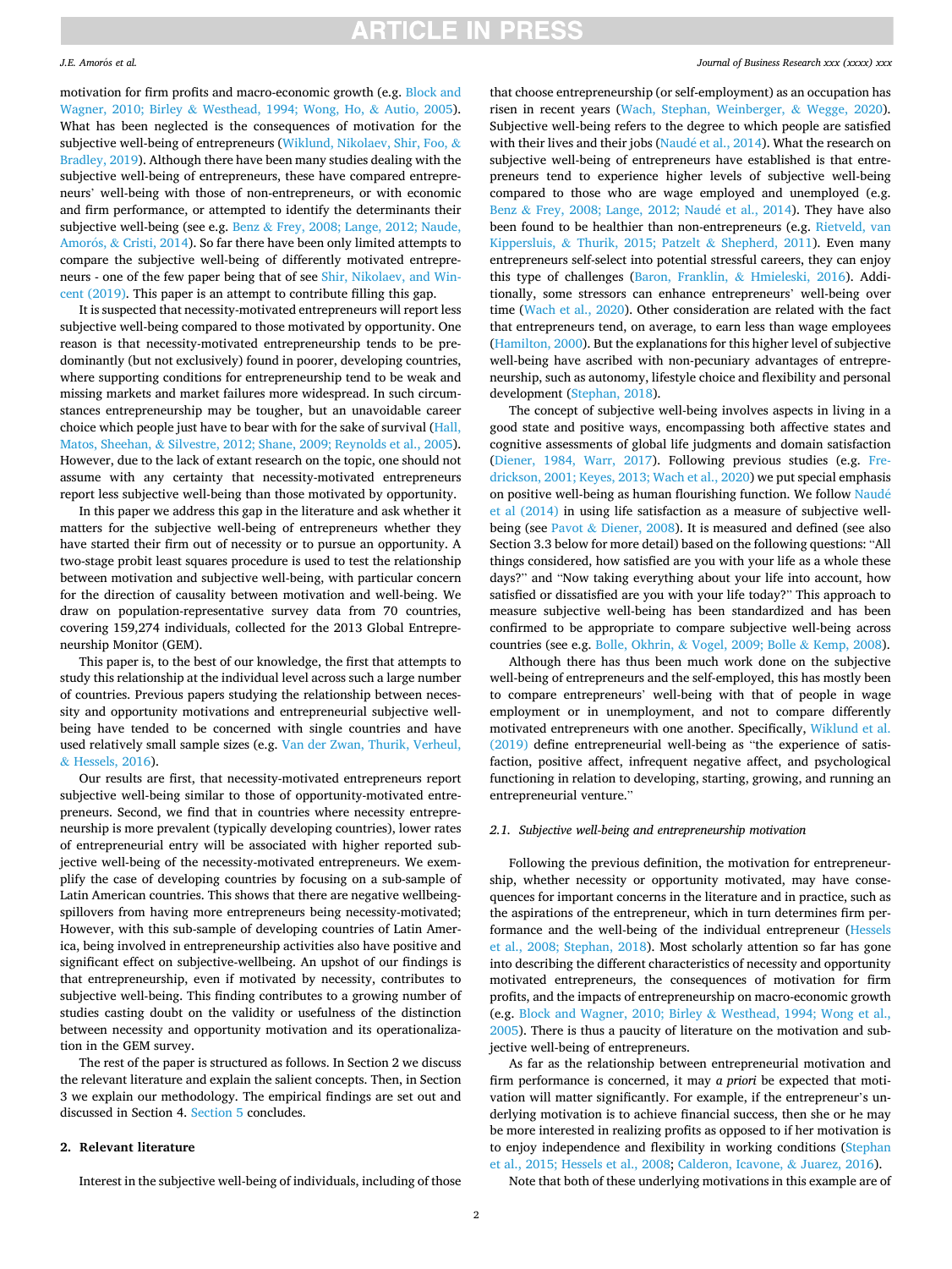motivation for firm profits and macro-economic growth (e.g. Block and Wagner, 2010; Birley & Westhead, 1994; Wong, Ho, & Autio, 2005). What has been neglected is the consequences of motivation for the subjective well-being of entrepreneurs (Wiklund, Nikolaev, Shir, Foo, & Bradley, 2019). Although there have been many studies dealing with the subjective well-being of entrepreneurs, these have compared entrepreneurs' well-being with those of non-entrepreneurs, or with economic and firm performance, or attempted to identify the determinants their subjective well-being (see e.g. Benz & Frey, 2008; Lange, 2012; Naude, Amorós, & Cristi, 2014). So far there have been only limited attempts to compare the subjective well-being of differently motivated entrepreneurs - one of the few paper being that of see Shir, Nikolaev, and Wincent (2019). This paper is an attempt to contribute filling this gap.

It is suspected that necessity-motivated entrepreneurs will report less subjective well-being compared to those motivated by opportunity. One reason is that necessity-motivated entrepreneurship tends to be predominantly (but not exclusively) found in poorer, developing countries, where supporting conditions for entrepreneurship tend to be weak and missing markets and market failures more widespread. In such circumstances entrepreneurship may be tougher, but an unavoidable career choice which people just have to bear with for the sake of survival (Hall, Matos, Sheehan, & Silvestre, 2012; Shane, 2009; Reynolds et al., 2005). However, due to the lack of extant research on the topic, one should not assume with any certainty that necessity-motivated entrepreneurs report less subjective well-being than those motivated by opportunity.

In this paper we address this gap in the literature and ask whether it matters for the subjective well-being of entrepreneurs whether they have started their firm out of necessity or to pursue an opportunity. A two-stage probit least squares procedure is used to test the relationship between motivation and subjective well-being, with particular concern for the direction of causality between motivation and well-being. We draw on population-representative survey data from 70 countries, covering 159,274 individuals, collected for the 2013 Global Entrepreneurship Monitor (GEM).

This paper is, to the best of our knowledge, the first that attempts to study this relationship at the individual level across such a large number of countries. Previous papers studying the relationship between necessity and opportunity motivations and entrepreneurial subjective well-being have tended to be concerned with single countries and have used relatively small sample sizes (e.g. Van der Zwan, Thurik, Verheul, & Hessels, 2016).

Our results are first, that necessity-motivated entrepreneurs report subjective well-being similar to those of opportunity-motivated entrepreneurs. Second, we find that in countries where necessity entrepreneurship is more prevalent (typically developing countries), lower rates of entrepreneurial entry will be associated with higher reported subjective well-being of the necessity-motivated entrepreneurs. We exemplify the case of developing countries by focusing on a sub-sample of Latin American countries. This shows that there are negative wellbeing-spillovers from having more entrepreneurs being necessity-motivated; However, with this sub-sample of developing countries of Latin America, being involved in entrepreneurship activities also have positive and significant effect on subjective-wellbeing. An upshot of our findings is that entrepreneurship, even if motivated by necessity, contributes to subjective well-being. This finding contributes to a growing number of studies casting doubt on the validity or usefulness of the distinction between necessity and opportunity motivation and its operationalization in the GEM survey.

The rest of the paper is structured as follows. In Section 2 we discuss the relevant literature and explain the salient concepts. Then, in Section 3 we explain our methodology. The empirical findings are set out and discussed in Section 4. Section 5 concludes.

## 2. Relevant literature

Interest in the subjective well-being of individuals, including of those that choose entrepreneurship (or self-employment) as an occupation has risen in recent years (Wach, Stephan, Weinberger, & Wegge, 2020). Subjective well-being refers to the degree to which people are satisfied with their lives and their jobs (Naudé et al., 2014). What the research on subjective well-being of entrepreneurs have established is that entrepreneurs tend to experience higher levels of subjective well-being compared to those who are wage employed and unemployed (e.g. Benz & Frey, 2008; Lange, 2012; Naudé et al., 2014). They have also been found to be healthier than non-entrepreneurs (e.g. Rietveld, van Kippersluis, & Thurik, 2015; Patzelt & Shepherd, 2011). Even many entrepreneurs self-select into potential stressful careers, they can enjoy this type of challenges (Baron, Franklin, & Hmieleski, 2016). Additionally, some stressors can enhance entrepreneurs' well-being over time (Wach et al., 2020). Other consideration are related with the fact that entrepreneurs tend, on average, to earn less than wage employees (Hamilton, 2000). But the explanations for this higher level of subjective well-being have ascribed with non-pecuniary advantages of entrepreneurship, such as autonomy, lifestyle choice and flexibility and personal development (Stephan, 2018).

The concept of subjective well-being involves aspects in living in a good state and positive ways, encompassing both affective states and cognitive assessments of global life judgments and domain satisfaction (Diener, 1984, Warr, 2017). Following previous studies (e.g. Fredrickson, 2001; Keyes, 2013; Wach et al., 2020) we put special emphasis on positive well-being as human flourishing function. We follow Naudé et al (2014) in using life satisfaction as a measure of subjective well-being (see Pavot & Diener, 2008). It is measured and defined (see also Section 3.3 below for more detail) based on the following questions: "All things considered, how satisfied are you with your life as a whole these days?" and "Now taking everything about your life into account, how satisfied or dissatisfied are you with your life today?" This approach to measure subjective well-being has been standardized and has been confirmed to be appropriate to compare subjective well-being across countries (see e.g. Bolle, Okhrin, & Vogel, 2009; Bolle & Kemp, 2008).

Although there has thus been much work done on the subjective well-being of entrepreneurs and the self-employed, this has mostly been to compare entrepreneurs' well-being with that of people in wage employment or in unemployment, and not to compare differently motivated entrepreneurs with one another. Specifically, Wiklund et al. (2019) define entrepreneurial well-being as "the experience of satisfaction, positive affect, infrequent negative affect, and psychological functioning in relation to developing, starting, growing, and running an entrepreneurial venture."

### 2.1. Subjective well-being and entrepreneurship motivation

Following the previous definition, the motivation for entrepreneurship, whether necessity or opportunity motivated, may have consequences for important concerns in the literature and in practice, such as the aspirations of the entrepreneur, which in turn determines firm performance and the well-being of the individual entrepreneur (Hessels et al., 2008; Stephan, 2018). Most scholarly attention so far has gone into describing the different characteristics of necessity and opportunity motivated entrepreneurs, the consequences of motivation for firm profits, and the impacts of entrepreneurship on macro-economic growth (e.g. Block and Wagner, 2010; Birley & Westhead, 1994; Wong et al., 2005). There is thus a paucity of literature on the motivation and subjective well-being of entrepreneurs.

As far as the relationship between entrepreneurial motivation and firm performance is concerned, it may *a priori* be expected that motivation will matter significantly. For example, if the entrepreneur's underlying motivation is to achieve financial success, then she or he may be more interested in realizing profits as opposed to if her motivation is to enjoy independence and flexibility in working conditions (Stephan et al., 2015; Hessels et al., 2008; Calderon, Icavone, & Juarez, 2016).

Note that both of these underlying motivations in this example are of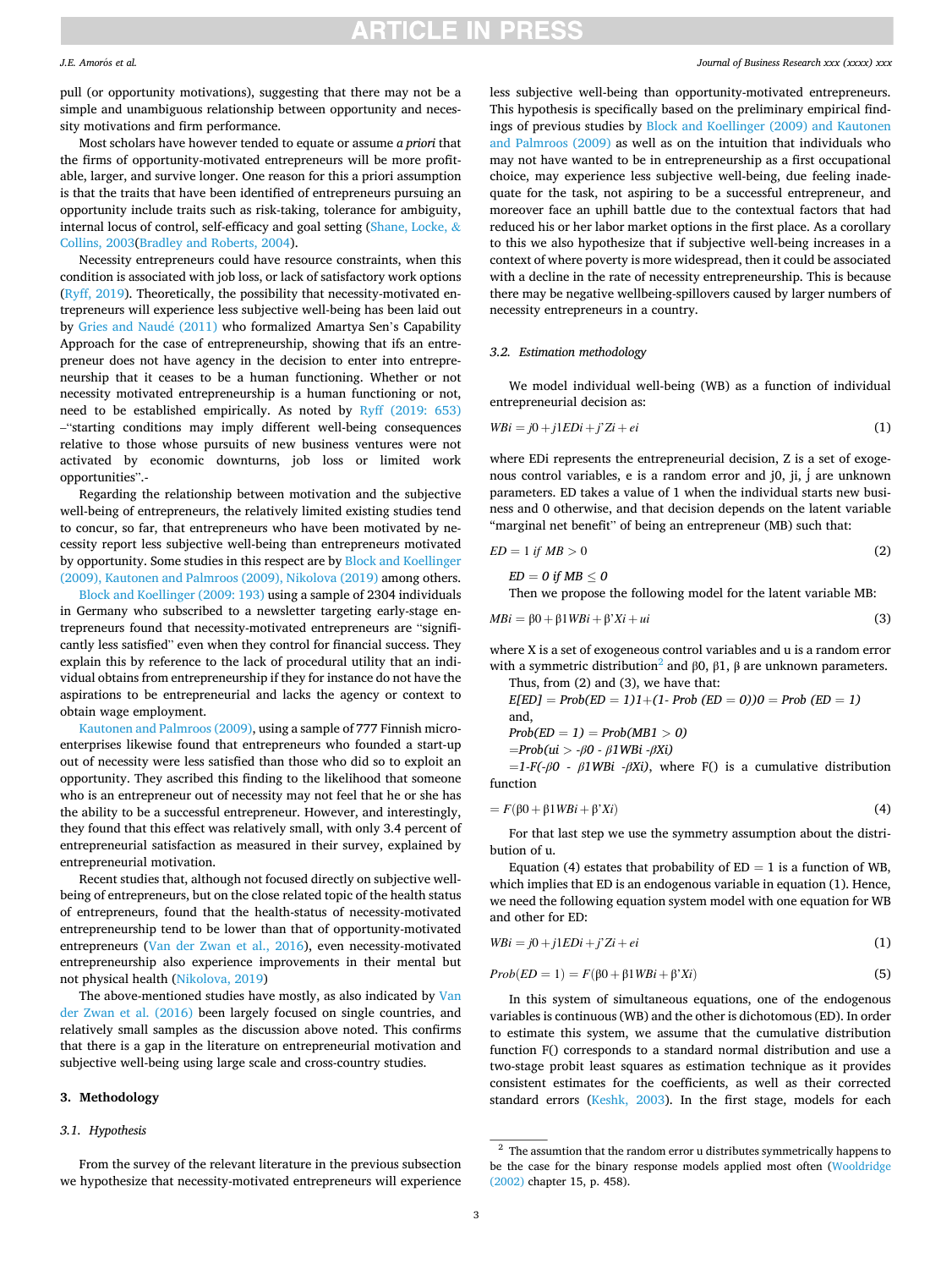pull (or opportunity motivations), suggesting that there may not be a simple and unambiguous relationship between opportunity and necessity motivations and firm performance.

Most scholars have however tended to equate or assume *a priori* that the firms of opportunity-motivated entrepreneurs will be more profitable, larger, and survive longer. One reason for this a priori assumption is that the traits that have been identified of entrepreneurs pursuing an opportunity include traits such as risk-taking, tolerance for ambiguity, internal locus of control, self-efficacy and goal setting (Shane, Locke, & Collins, 2003(Bradley and Roberts, 2004).

Necessity entrepreneurs could have resource constraints, when this condition is associated with job loss, or lack of satisfactory work options (Ryff, 2019). Theoretically, the possibility that necessity-motivated entrepreneurs will experience less subjective well-being has been laid out by Gries and Naudé (2011) who formalized Amartya Sen's Capability Approach for the case of entrepreneurship, showing that ifs an entrepreneur does not have agency in the decision to enter into entrepreneurship that it ceases to be a human functioning. Whether or not necessity motivated entrepreneurship is a human functioning or not, need to be established empirically. As noted by Ryff (2019: 653) –"starting conditions may imply different well-being consequences relative to those whose pursuits of new business ventures were not activated by economic downturns, job loss or limited work opportunities".-

Regarding the relationship between motivation and the subjective well-being of entrepreneurs, the relatively limited existing studies tend to concur, so far, that entrepreneurs who have been motivated by necessity report less subjective well-being than entrepreneurs motivated by opportunity. Some studies in this respect are by Block and Koellinger (2009), Kautonen and Palmroos (2009), Nikolova (2019) among others.

Block and Koellinger (2009: 193) using a sample of 2304 individuals in Germany who subscribed to a newsletter targeting early-stage entrepreneurs found that necessity-motivated entrepreneurs are "significantly less satisfied" even when they control for financial success. They explain this by reference to the lack of procedural utility that an individual obtains from entrepreneurship if they for instance do not have the aspirations to be entrepreneurial and lacks the agency or context to obtain wage employment.

Kautonen and Palmroos (2009), using a sample of 777 Finnish micro-enterprises likewise found that entrepreneurs who founded a start-up out of necessity were less satisfied than those who did so to exploit an opportunity. They ascribed this finding to the likelihood that someone who is an entrepreneur out of necessity may not feel that he or she has the ability to be a successful entrepreneur. However, and interestingly, they found that this effect was relatively small, with only 3.4 percent of entrepreneurial satisfaction as measured in their survey, explained by entrepreneurial motivation.

Recent studies that, although not focused directly on subjective well-being of entrepreneurs, but on the close related topic of the health status of entrepreneurs, found that the health-status of necessity-motivated entrepreneurship tend to be lower than that of opportunity-motivated entrepreneurs (Van der Zwan et al., 2016), even necessity-motivated entrepreneurship also experience improvements in their mental but not physical health (Nikolova, 2019)

The above-mentioned studies have mostly, as also indicated by Van der Zwan et al. (2016) been largely focused on single countries, and relatively small samples as the discussion above noted. This confirms that there is a gap in the literature on entrepreneurial motivation and subjective well-being using large scale and cross-country studies.

## 3. Methodology

### 3.1. Hypothesis

From the survey of the relevant literature in the previous subsection we hypothesize that necessity-motivated entrepreneurs will experience less subjective well-being than opportunity-motivated entrepreneurs. This hypothesis is specifically based on the preliminary empirical findings of previous studies by Block and Koellinger (2009) and Kautonen and Palmroos (2009) as well as on the intuition that individuals who may not have wanted to be in entrepreneurship as a first occupational choice, may experience less subjective well-being, due feeling inadequate for the task, not aspiring to be a successful entrepreneur, and moreover face an uphill battle due to the contextual factors that had reduced his or her labor market options in the first place. As a corollary to this we also hypothesize that if subjective well-being increases in a context of where poverty is more widespread, then it could be associated with a decline in the rate of necessity entrepreneurship. This is because there may be negative wellbeing-spillovers caused by larger numbers of necessity entrepreneurs in a country.

### 3.2. Estimation methodology

We model individual well-being (WB) as a function of individual entrepreneurial decision as:

$$WBi = j0 + j1EDi + j'Zi + ei \tag{1}$$

where EDi represents the entrepreneurial decision, Z is a set of exogeneous control variables, e is a random error and j0, ji, ĵ are unknown parameters. ED takes a value of 1 when the individual starts new business and 0 otherwise, and that decision depends on the latent variable "marginal net benefit" of being an entrepreneur (MB) such that:

$$ED = 1 \text{ if } MB > 0 \tag{2}$$

$ED = 0 \text{ if } MB \leq 0$

Then we propose the following model for the latent variable MB:

$$MBi = \beta 0 + \beta 1WBi + \beta' Xi + ui \tag{3}$$

where X is a set of exogeneous control variables and u is a random error with a symmetric distribution[2] and β0, β1, β are unknown parameters.

Thus, from (2) and (3), we have that:

$E[ED] = Prob(ED = 1)1 + (1 - Prob\ (ED = 0))0 = Prob\ (ED = 1)$

and,

$Prob(ED = 1) = Prob(MB1 > 0)$

$= Prob(ui > -\beta 0 - \beta 1WBi - \beta Xi)$

$= 1 - F(-\beta 0 - \beta 1WBi - \beta Xi)$, where F() is a cumulative distribution function

$$= F(\beta 0 + \beta 1WBi + \beta' Xi) \tag{4}$$

For that last step we use the symmetry assumption about the distribution of u.

Equation (4) estates that probability of ED = 1 is a function of WB, which implies that ED is an endogenous variable in equation (1). Hence, we need the following equation system model with one equation for WB and other for ED:

$$WBi = j0 + j1EDi + j'Zi + ei \tag{1}$$

$$Prob(ED = 1) = F(\beta 0 + \beta 1WBi + \beta' Xi) \tag{5}$$

In this system of simultaneous equations, one of the endogenous variables is continuous (WB) and the other is dichotomous (ED). In order to estimate this system, we assume that the cumulative distribution function F() corresponds to a standard normal distribution and use a two-stage probit least squares as estimation technique as it provides consistent estimates for the coefficients, as well as their corrected standard errors (Keshk, 2003). In the first stage, models for each

[2] The assumtion that the random error u distributes symmetrically happens to be the case for the binary response models applied most often (Wooldridge (2002) chapter 15, p. 458).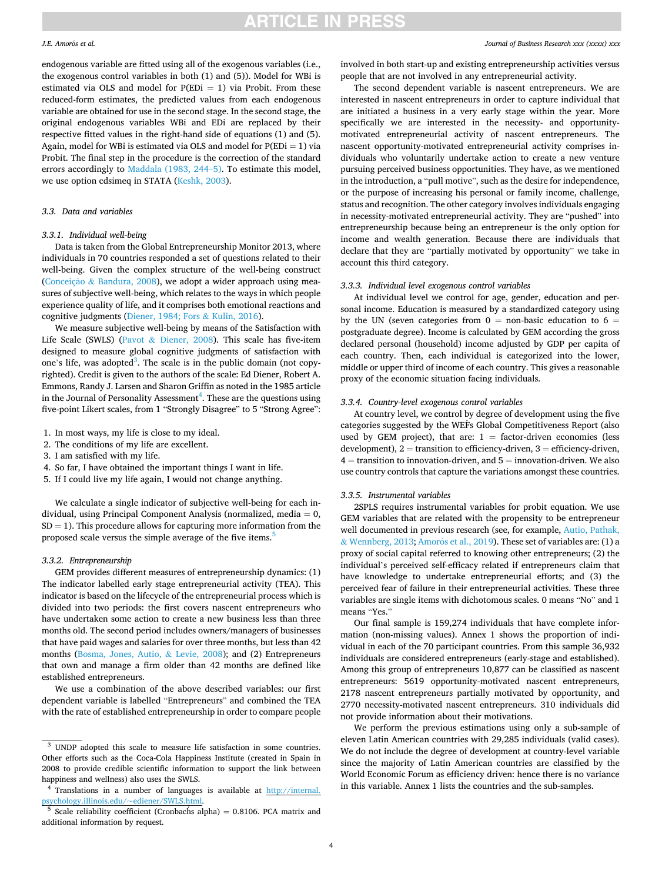endogenous variable are fitted using all of the exogenous variables (i.e., the exogenous control variables in both (1) and (5)). Model for WBi is estimated via OLS and model for P(EDi = 1) via Probit. From these reduced-form estimates, the predicted values from each endogenous variable are obtained for use in the second stage. In the second stage, the original endogenous variables WBi and EDi are replaced by their respective fitted values in the right-hand side of equations (1) and (5). Again, model for WBi is estimated via OLS and model for P(EDi = 1) via Probit. The final step in the procedure is the correction of the standard errors accordingly to Maddala (1983, 244–5). To estimate this model, we use option cdsimeq in STATA (Keshk, 2003).

### 3.3. Data and variables

#### 3.3.1. Individual well-being

Data is taken from the Global Entrepreneurship Monitor 2013, where individuals in 70 countries responded a set of questions related to their well-being. Given the complex structure of the well-being construct (Conceição & Bandura, 2008), we adopt a wider approach using measures of subjective well-being, which relates to the ways in which people experience quality of life, and it comprises both emotional reactions and cognitive judgments (Diener, 1984; Fors & Kulin, 2016).

We measure subjective well-being by means of the Satisfaction with Life Scale (SWLS) (Pavot & Diener, 2008). This scale has five-item designed to measure global cognitive judgments of satisfaction with one's life, was adopted[3]. The scale is in the public domain (not copyrighted). Credit is given to the authors of the scale: Ed Diener, Robert A. Emmons, Randy J. Larsen and Sharon Griffin as noted in the 1985 article in the Journal of Personality Assessment[4]. These are the questions using five-point Likert scales, from 1 "Strongly Disagree" to 5 "Strong Agree":

1. In most ways, my life is close to my ideal.
2. The conditions of my life are excellent.
3. I am satisfied with my life.
4. So far, I have obtained the important things I want in life.
5. If I could live my life again, I would not change anything.

We calculate a single indicator of subjective well-being for each individual, using Principal Component Analysis (normalized, media = 0, SD = 1). This procedure allows for capturing more information from the proposed scale versus the simple average of the five items.[5]

#### 3.3.2. Entrepreneurship

GEM provides different measures of entrepreneurship dynamics: (1) The indicator labelled early stage entrepreneurial activity (TEA). This indicator is based on the lifecycle of the entrepreneurial process which is divided into two periods: the first covers nascent entrepreneurs who have undertaken some action to create a new business less than three months old. The second period includes owners/managers of businesses that have paid wages and salaries for over three months, but less than 42 months (Bosma, Jones, Autio, & Levie, 2008); and (2) Entrepreneurs that own and manage a firm older than 42 months are defined like established entrepreneurs.

We use a combination of the above described variables: our first dependent variable is labelled "Entrepreneurs" and combined the TEA with the rate of established entrepreneurship in order to compare people involved in both start-up and existing entrepreneurship activities versus people that are not involved in any entrepreneurial activity.

The second dependent variable is nascent entrepreneurs. We are interested in nascent entrepreneurs in order to capture individual that are initiated a business in a very early stage within the year. More specifically we are interested in the necessity- and opportunity-motivated entrepreneurial activity of nascent entrepreneurs. The nascent opportunity-motivated entrepreneurial activity comprises individuals who voluntarily undertake action to create a new venture pursuing perceived business opportunities. They have, as we mentioned in the introduction, a "pull motive", such as the desire for independence, or the purpose of increasing his personal or family income, challenge, status and recognition. The other category involves individuals engaging in necessity-motivated entrepreneurial activity. They are "pushed" into entrepreneurship because being an entrepreneur is the only option for income and wealth generation. Because there are individuals that declare that they are "partially motivated by opportunity" we take in account this third category.

#### 3.3.3. Individual level exogenous control variables

At individual level we control for age, gender, education and personal income. Education is measured by a standardized category using by the UN (seven categories from 0 = non-basic education to 6 = postgraduate degree). Income is calculated by GEM according the gross declared personal (household) income adjusted by GDP per capita of each country. Then, each individual is categorized into the lower, middle or upper third of income of each country. This gives a reasonable proxy of the economic situation facing individuals.

#### 3.3.4. Country-level exogenous control variables

At country level, we control by degree of development using the five categories suggested by the WEF́s Global Competitiveness Report (also used by GEM project), that are: 1 = factor-driven economies (less development), 2 = transition to efficiency-driven, 3 = efficiency-driven, 4 = transition to innovation-driven, and 5 = innovation-driven. We also use country controls that capture the variations amongst these countries.

#### 3.3.5. Instrumental variables

2SPLS requires instrumental variables for probit equation. We use GEM variables that are related with the propensity to be entrepreneur well documented in previous research (see, for example, Autio, Pathak, & Wennberg, 2013; Amorós et al., 2019). These set of variables are: (1) a proxy of social capital referred to knowing other entrepreneurs; (2) the individual's perceived self-efficacy related if entrepreneurs claim that have knowledge to undertake entrepreneurial efforts; and (3) the perceived fear of failure in their entrepreneurial activities. These three variables are single items with dichotomous scales. 0 means "No" and 1 means "Yes."

Our final sample is 159,274 individuals that have complete information (non-missing values). Annex 1 shows the proportion of individual in each of the 70 participant countries. From this sample 36,932 individuals are considered entrepreneurs (early-stage and established). Among this group of entrepreneurs 10,877 can be classified as nascent entrepreneurs: 5619 opportunity-motivated nascent entrepreneurs, 2178 nascent entrepreneurs partially motivated by opportunity, and 2770 necessity-motivated nascent entrepreneurs. 310 individuals did not provide information about their motivations.

We perform the previous estimations using only a sub-sample of eleven Latin American countries with 29,285 individuals (valid cases). We do not include the degree of development at country-level variable since the majority of Latin American countries are classified by the World Economic Forum as efficiency driven: hence there is no variance in this variable. Annex 1 lists the countries and the sub-samples.

---

[3] UNDP adopted this scale to measure life satisfaction in some countries. Other efforts such as the Coca-Cola Happiness Institute (created in Spain in 2008 to provide credible scientific information to support the link between happiness and wellness) also uses the SWLS.

[4] Translations in a number of languages is available at http://internal.psychology.illinois.edu/~ediener/SWLS.html.

[5] Scale reliability coefficient (Cronbach alpha) = 0.8106. PCA matrix and additional information by request.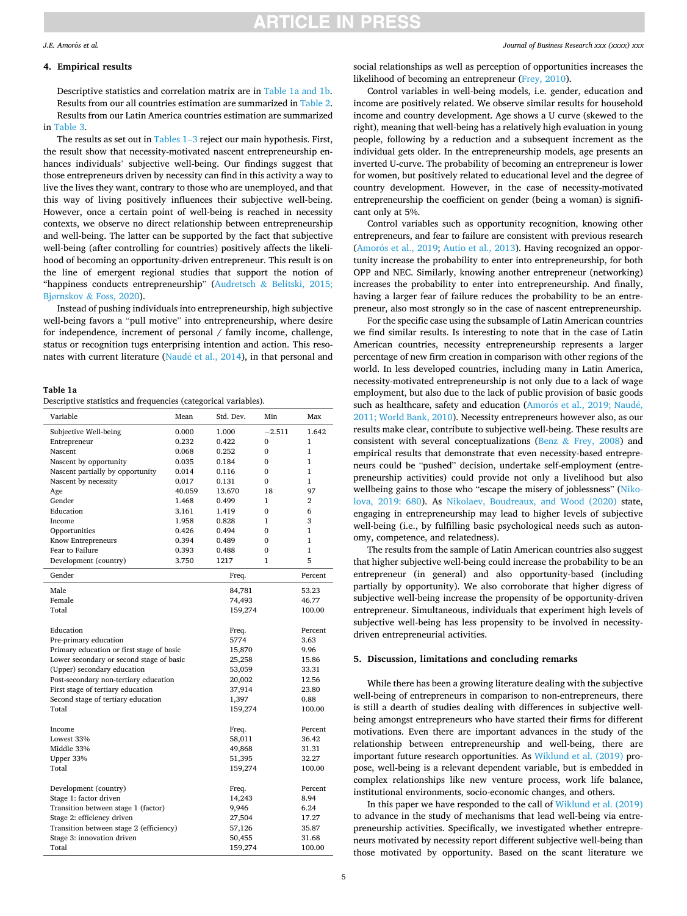## 4. Empirical results

Descriptive statistics and correlation matrix are in Table 1a and 1b. Results from our all countries estimation are summarized in Table 2. Results from our Latin America countries estimation are summarized in Table 3.

The results as set out in Tables 1–3 reject our main hypothesis. First, the result show that necessity-motivated nascent entrepreneurship enhances individuals' subjective well-being. Our findings suggest that those entrepreneurs driven by necessity can find in this activity a way to live the lives they want, contrary to those who are unemployed, and that this way of living positively influences their subjective well-being. However, once a certain point of well-being is reached in necessity contexts, we observe no direct relationship between entrepreneurship and well-being. The latter can be supported by the fact that subjective well-being (after controlling for countries) positively affects the likelihood of becoming an opportunity-driven entrepreneur. This result is on the line of emergent regional studies that support the notion of "happiness conducts entrepreneurship" (Audretsch & Belitski, 2015; Bjørnskov & Foss, 2020).

Instead of pushing individuals into entrepreneurship, high subjective well-being favors a "pull motive" into entrepreneurship, where desire for independence, increment of personal / family income, challenge, status or recognition tugs enterprising intention and action. This resonates with current literature (Naudé et al., 2014), in that personal and social relationships as well as perception of opportunities increases the likelihood of becoming an entrepreneur (Frey, 2010).

Control variables in well-being models, i.e. gender, education and income are positively related. We observe similar results for household income and country development. Age shows a U curve (skewed to the right), meaning that well-being has a relatively high evaluation in young people, following by a reduction and a subsequent increment as the individual gets older. In the entrepreneurship models, age presents an inverted U-curve. The probability of becoming an entrepreneur is lower for women, but positively related to educational level and the degree of country development. However, in the case of necessity-motivated entrepreneurship the coefficient on gender (being a woman) is significant only at 5%.

Control variables such as opportunity recognition, knowing other entrepreneurs, and fear to failure are consistent with previous research (Amorós et al., 2019; Autio et al., 2013). Having recognized an opportunity increase the probability to enter into entrepreneurship, for both OPP and NEC. Similarly, knowing another entrepreneur (networking) increases the probability to enter into entrepreneurship. And finally, having a larger fear of failure reduces the probability to be an entrepreneur, also most strongly so in the case of nascent entrepreneurship.

For the specific case using the subsample of Latin American countries we find similar results. Is interesting to note that in the case of Latin American countries, necessity entrepreneurship represents a larger percentage of new firm creation in comparison with other regions of the world. In less developed countries, including many in Latin America, necessity-motivated entrepreneurship is not only due to a lack of wage employment, but also due to the lack of public provision of basic goods such as healthcare, safety and education (Amorós et al., 2019; Naudé, 2011; World Bank, 2010). Necessity entrepreneurs however also, as our results make clear, contribute to subjective well-being. These results are consistent with several conceptualizations (Benz & Frey, 2008) and empirical results that demonstrate that even necessity-based entrepreneurs could be "pushed" decision, undertake self-employment (entrepreneurship activities) could provide not only a livelihood but also wellbeing gains to those who "escape the misery of joblessness" (Nikolova, 2019: 680). As Nikolaev, Boudreaux, and Wood (2020) state, engaging in entrepreneurship may lead to higher levels of subjective well-being (i.e., by fulfilling basic psychological needs such as autonomy, competence, and relatedness).

The results from the sample of Latin American countries also suggest that higher subjective well-being could increase the probability to be an entrepreneur (in general) and also opportunity-based (including partially by opportunity). We also corroborate that higher digress of subjective well-being increase the propensity of be opportunity-driven entrepreneur. Simultaneous, individuals that experiment high levels of subjective well-being has less propensity to be involved in necessity-driven entrepreneurial activities.

**Table 1a**
Descriptive statistics and frequencies (categorical variables).

| Variable | Mean | Std. Dev. | Min | Max |
|---|---|---|---|---|
| Subjective Well-being | 0.000 | 1.000 | −2.511 | 1.642 |
| Entrepreneur | 0.232 | 0.422 | 0 | 1 |
| Nascent | 0.068 | 0.252 | 0 | 1 |
| Nascent by opportunity | 0.035 | 0.184 | 0 | 1 |
| Nascent partially by opportunity | 0.014 | 0.116 | 0 | 1 |
| Nascent by necessity | 0.017 | 0.131 | 0 | 1 |
| Age | 40.059 | 13.670 | 18 | 97 |
| Gender | 1.468 | 0.499 | 1 | 2 |
| Education | 3.161 | 1.419 | 0 | 6 |
| Income | 1.958 | 0.828 | 1 | 3 |
| Opportunities | 0.426 | 0.494 | 0 | 1 |
| Know Entrepreneurs | 0.394 | 0.489 | 0 | 1 |
| Fear to Failure | 0.393 | 0.488 | 0 | 1 |
| Development (country) | 3.750 | 1217 | 1 | 5 |

| Gender | Freq. | Percent |
|---|---|---|
| Male | 84,781 | 53.23 |
| Female | 74,493 | 46.77 |
| Total | 159,274 | 100.00 |
| | | |
| **Education** | **Freq.** | **Percent** |
| Pre-primary education | 5774 | 3.63 |
| Primary education or first stage of basic | 15,870 | 9.96 |
| Lower secondary or second stage of basic | 25,258 | 15.86 |
| (Upper) secondary education | 53,059 | 33.31 |
| Post-secondary non-tertiary education | 20,002 | 12.56 |
| First stage of tertiary education | 37,914 | 23.80 |
| Second stage of tertiary education | 1,397 | 0.88 |
| Total | 159,274 | 100.00 |
| | | |
| **Income** | **Freq.** | **Percent** |
| Lowest 33% | 58,011 | 36.42 |
| Middle 33% | 49,868 | 31.31 |
| Upper 33% | 51,395 | 32.27 |
| Total | 159,274 | 100.00 |
| | | |
| **Development (country)** | **Freq.** | **Percent** |
| Stage 1: factor driven | 14,243 | 8.94 |
| Transition between stage 1 (factor) | 9,946 | 6.24 |
| Stage 2: efficiency driven | 27,504 | 17.27 |
| Transition between stage 2 (efficiency) | 57,126 | 35.87 |
| Stage 3: innovation driven | 50,455 | 31.68 |
| Total | 159,274 | 100.00 |

## 5. Discussion, limitations and concluding remarks

While there has been a growing literature dealing with the subjective well-being of entrepreneurs in comparison to non-entrepreneurs, there is still a dearth of studies dealing with differences in subjective well-being amongst entrepreneurs who have started their firms for different motivations. Even there are important advances in the study of the relationship between entrepreneurship and well-being, there are important future research opportunities. As Wiklund et al. (2019) propose, well-being is a relevant dependent variable, but is embedded in complex relationships like new venture process, work life balance, institutional environments, socio-economic changes, and others.

In this paper we have responded to the call of Wiklund et al. (2019) to advance in the study of mechanisms that lead well-being via entrepreneurship activities. Specifically, we investigated whether entrepreneurs motivated by necessity report different subjective well-being than those motivated by opportunity. Based on the scant literature we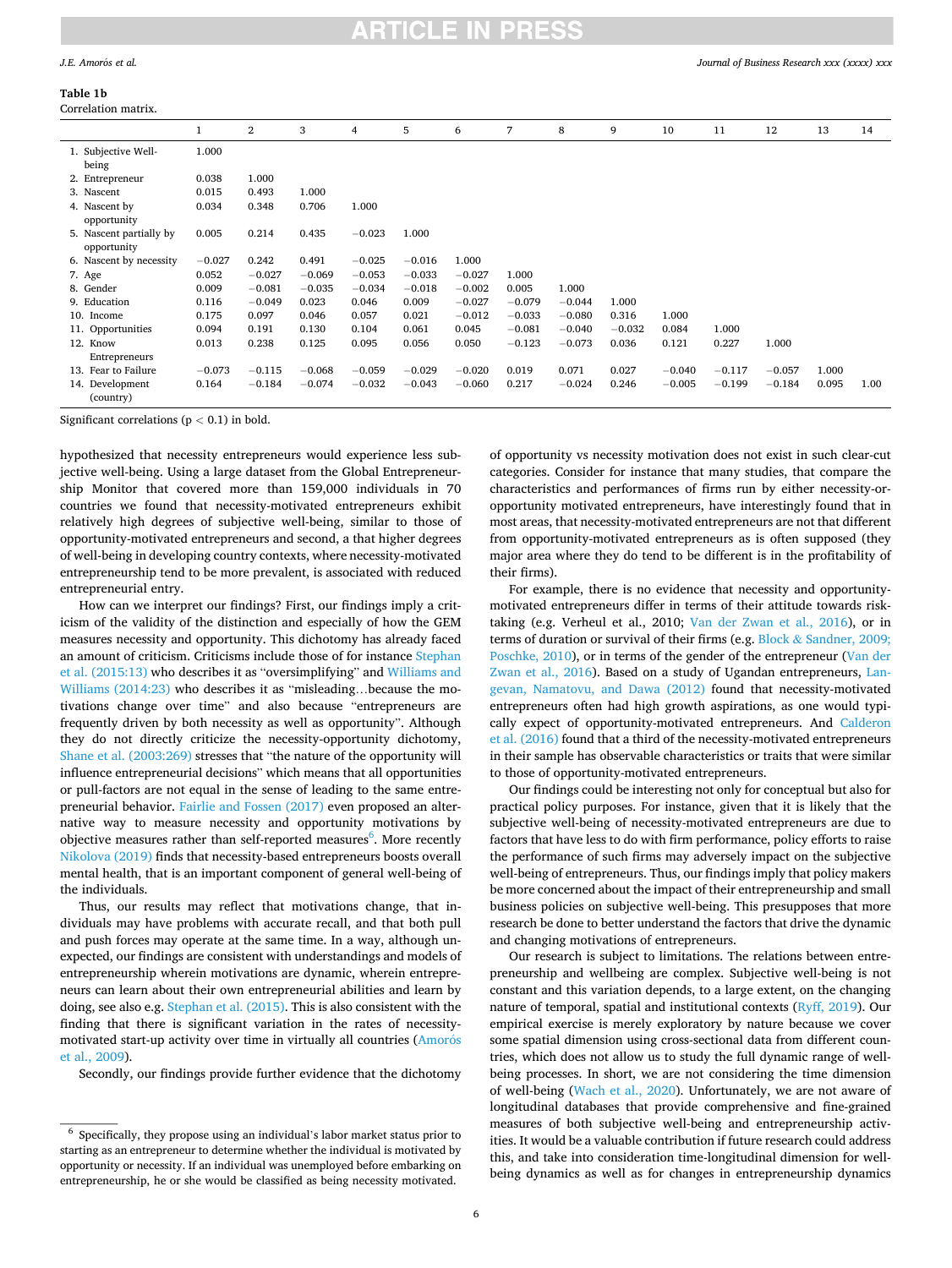**Table 1b**
Correlation matrix.

| | 1 | 2 | 3 | 4 | 5 | 6 | 7 | 8 | 9 | 10 | 11 | 12 | 13 | 14 |
|---|---|---|---|---|---|---|---|---|---|---|---|---|---|---|
| 1. Subjective Well-being | 1.000 | | | | | | | | | | | | | |
| 2. Entrepreneur | 0.038 | 1.000 | | | | | | | | | | | | |
| 3. Nascent | 0.015 | 0.493 | 1.000 | | | | | | | | | | | |
| 4. Nascent by opportunity | 0.034 | 0.348 | 0.706 | 1.000 | | | | | | | | | | |
| 5. Nascent partially by opportunity | 0.005 | 0.214 | 0.435 | −0.023 | 1.000 | | | | | | | | | |
| 6. Nascent by necessity | −0.027 | 0.242 | 0.491 | −0.025 | −0.016 | 1.000 | | | | | | | | |
| 7. Age | 0.052 | −0.027 | −0.069 | −0.053 | −0.033 | −0.027 | 1.000 | | | | | | | |
| 8. Gender | 0.009 | −0.081 | −0.035 | −0.034 | −0.018 | −0.002 | 0.005 | 1.000 | | | | | | |
| 9. Education | 0.116 | −0.049 | 0.023 | 0.046 | 0.009 | −0.027 | −0.079 | −0.044 | 1.000 | | | | | |
| 10. Income | 0.175 | 0.097 | 0.046 | 0.057 | 0.021 | −0.012 | −0.033 | −0.080 | 0.316 | 1.000 | | | | |
| 11. Opportunities | 0.094 | 0.191 | 0.130 | 0.104 | 0.061 | 0.045 | −0.081 | −0.040 | −0.032 | 0.084 | 1.000 | | | |
| 12. Know Entrepreneurs | 0.013 | 0.238 | 0.125 | 0.095 | 0.056 | 0.050 | −0.123 | −0.073 | 0.036 | 0.121 | 0.227 | 1.000 | | |
| 13. Fear to Failure | −0.073 | −0.115 | −0.068 | −0.059 | −0.029 | −0.020 | 0.019 | 0.071 | 0.027 | −0.040 | −0.117 | −0.057 | 1.000 | |
| 14. Development (country) | 0.164 | −0.184 | −0.074 | −0.032 | −0.043 | −0.060 | 0.217 | −0.024 | 0.246 | −0.005 | −0.199 | −0.184 | 0.095 | 1.00 |

Significant correlations ($p < 0.1$) in bold.

hypothesized that necessity entrepreneurs would experience less subjective well-being. Using a large dataset from the Global Entrepreneurship Monitor that covered more than 159,000 individuals in 70 countries we found that necessity-motivated entrepreneurs exhibit relatively high degrees of subjective well-being, similar to those of opportunity-motivated entrepreneurs and second, a that higher degrees of well-being in developing country contexts, where necessity-motivated entrepreneurship tend to be more prevalent, is associated with reduced entrepreneurial entry.

How can we interpret our findings? First, our findings imply a criticism of the validity of the distinction and especially of how the GEM measures necessity and opportunity. This dichotomy has already faced an amount of criticism. Criticisms include those of for instance Stephan et al. (2015:13) who describes it as "oversimplifying" and Williams and Williams (2014:23) who describes it as "misleading…because the motivations change over time" and also because "entrepreneurs are frequently driven by both necessity as well as opportunity". Although they do not directly criticize the necessity-opportunity dichotomy, Shane et al. (2003:269) stresses that "the nature of the opportunity will influence entrepreneurial decisions" which means that all opportunities or pull-factors are not equal in the sense of leading to the same entrepreneurial behavior. Fairlie and Fossen (2017) even proposed an alternative way to measure necessity and opportunity motivations by objective measures rather than self-reported measures[6]. More recently Nikolova (2019) finds that necessity-based entrepreneurs boosts overall mental health, that is an important component of general well-being of the individuals.

Thus, our results may reflect that motivations change, that individuals may have problems with accurate recall, and that both pull and push forces may operate at the same time. In a way, although unexpected, our findings are consistent with understandings and models of entrepreneurship wherein motivations are dynamic, wherein entrepreneurs can learn about their own entrepreneurial abilities and learn by doing, see also e.g. Stephan et al. (2015). This is also consistent with the finding that there is significant variation in the rates of necessity-motivated start-up activity over time in virtually all countries (Amorós et al., 2009).

Secondly, our findings provide further evidence that the dichotomy of opportunity vs necessity motivation does not exist in such clear-cut categories. Consider for instance that many studies, that compare the characteristics and performances of firms run by either necessity-or-opportunity motivated entrepreneurs, have interestingly found that in most areas, that necessity-motivated entrepreneurs are not that different from opportunity-motivated entrepreneurs as is often supposed (they major area where they do tend to be different is in the profitability of their firms).

For example, there is no evidence that necessity and opportunity-motivated entrepreneurs differ in terms of their attitude towards risk-taking (e.g. Verheul et al., 2010; Van der Zwan et al., 2016), or in terms of duration or survival of their firms (e.g. Block & Sandner, 2009; Poschke, 2010), or in terms of the gender of the entrepreneur (Van der Zwan et al., 2016). Based on a study of Ugandan entrepreneurs, Langevan, Namatovu, and Dawa (2012) found that necessity-motivated entrepreneurs often had high growth aspirations, as one would typically expect of opportunity-motivated entrepreneurs. And Calderon et al. (2016) found that a third of the necessity-motivated entrepreneurs in their sample has observable characteristics or traits that were similar to those of opportunity-motivated entrepreneurs.

Our findings could be interesting not only for conceptual but also for practical policy purposes. For instance, given that it is likely that the subjective well-being of necessity-motivated entrepreneurs are due to factors that have less to do with firm performance, policy efforts to raise the performance of such firms may adversely impact on the subjective well-being of entrepreneurs. Thus, our findings imply that policy makers be more concerned about the impact of their entrepreneurship and small business policies on subjective well-being. This presupposes that more research be done to better understand the factors that drive the dynamic and changing motivations of entrepreneurs.

Our research is subject to limitations. The relations between entrepreneurship and wellbeing are complex. Subjective well-being is not constant and this variation depends, to a large extent, on the changing nature of temporal, spatial and institutional contexts (Ryff, 2019). Our empirical exercise is merely exploratory by nature because we cover some spatial dimension using cross-sectional data from different countries, which does not allow us to study the full dynamic range of well-being processes. In short, we are not considering the time dimension of well-being (Wach et al., 2020). Unfortunately, we are not aware of longitudinal databases that provide comprehensive and fine-grained measures of both subjective well-being and entrepreneurship activities. It would be a valuable contribution if future research could address this, and take into consideration time-longitudinal dimension for well-being dynamics as well as for changes in entrepreneurship dynamics

[6] Specifically, they propose using an individual's labor market status prior to starting as an entrepreneur to determine whether the individual is motivated by opportunity or necessity. If an individual was unemployed before embarking on entrepreneurship, he or she would be classified as being necessity motivated.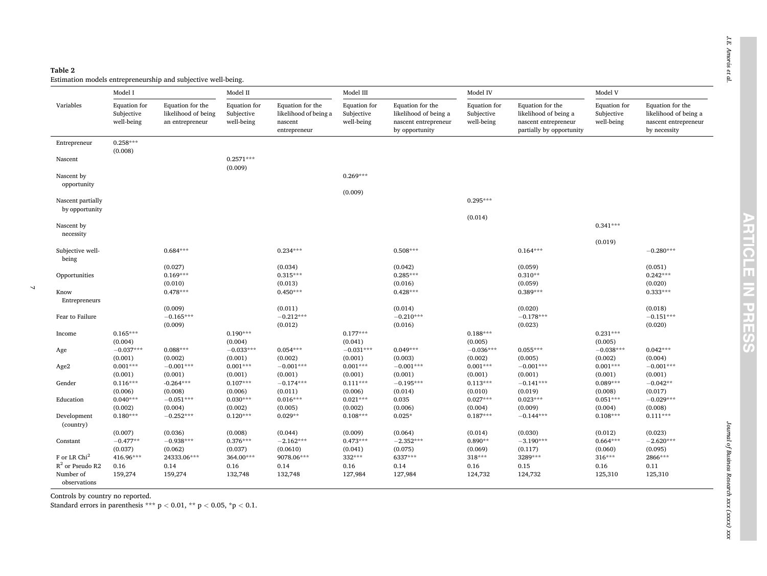**Table 2**
Estimation models entrepreneurship and subjective well-being.

| Variables | Model I | | Model II | | Model III | | Model IV | | Model V | |
|---|---|---|---|---|---|---|---|---|---|---|
| | Equation for Subjective well-being | Equation for the likelihood of being an entrepreneur | Equation for Subjective well-being | Equation for the likelihood of being a nascent entrepreneur | Equation for Subjective well-being | Equation for the likelihood of being a nascent entrepreneur by opportunity | Equation for Subjective well-being | Equation for the likelihood of being a nascent entrepreneur partially by opportunity | Equation for Subjective well-being | Equation for the likelihood of being a nascent entrepreneur by necessity |
| Entrepreneur | 0.258*** | | | | | | | | | |
| | (0.008) | | | | | | | | | |
| Nascent | | | 0.2571*** | | | | | | | |
| | | | (0.009) | | | | | | | |
| Nascent by opportunity | | | | | 0.269*** | | | | | |
| | | | | | (0.009) | | | | | |
| Nascent partially by opportunity | | | | | | | 0.295*** | | | |
| | | | | | | | (0.014) | | | |
| Nascent by necessity | | | | | | | | | 0.341*** | |
| | | | | | | | | | (0.019) | |
| Subjective well-being | | 0.684*** | | 0.234*** | | 0.508*** | | 0.164*** | | −0.280*** |
| | | (0.027) | | (0.034) | | (0.042) | | (0.059) | | (0.051) |
| Opportunities | | 0.169*** | | 0.315*** | | 0.285*** | | 0.310** | | 0.242*** |
| | | (0.010) | | (0.013) | | (0.016) | | (0.059) | | (0.020) |
| Know Entrepreneurs | | 0.478*** | | 0.450*** | | 0.428*** | | 0.389*** | | 0.333*** |
| | | (0.009) | | (0.011) | | (0.014) | | (0.020) | | (0.018) |
| Fear to Failure | | −0.165*** | | −0.212*** | | −0.210*** | | −0.178*** | | −0.151*** |
| | | (0.009) | | (0.012) | | (0.016) | | (0.023) | | (0.020) |
| Income | 0.165*** | | 0.190*** | | 0.177*** | | 0.188*** | | 0.231*** | |
| | (0.004) | | (0.004) | | (0.041) | | (0.005) | | (0.005) | |
| Age | −0.037*** | 0.088*** | −0.033*** | 0.054*** | −0.031*** | 0.049*** | −0.036*** | 0.055*** | −0.038*** | 0.042*** |
| | (0.001) | (0.002) | (0.001) | (0.002) | (0.001) | (0.003) | (0.002) | (0.005) | (0.002) | (0.004) |
| Age2 | 0.001*** | −0.001*** | 0.001*** | −0.001*** | 0.001*** | −0.001*** | 0.001*** | −0.001*** | 0.001*** | −0.001*** |
| | (0.001) | (0.001) | (0.001) | (0.001) | (0.001) | (0.001) | (0.001) | (0.001) | (0.001) | (0.001) |
| Gender | 0.116*** | -0.264*** | 0.107*** | −0.174*** | 0.111*** | −0.195*** | 0.113*** | −0.141*** | 0.089*** | −0.042** |
| | (0.006) | (0.008) | (0.006) | (0.011) | (0.006) | (0.014) | (0.010) | (0.019) | (0.008) | (0.017) |
| Education | 0.040*** | −0.051*** | 0.030*** | 0.016*** | 0.021*** | 0.035 | 0.027*** | 0.023*** | 0.051*** | −0.029*** |
| | (0.002) | (0.004) | (0.002) | (0.005) | (0.002) | (0.006) | (0.004) | (0.009) | (0.004) | (0.008) |
| Development (country) | 0.180*** | −0.252*** | 0.120*** | 0.029** | 0.108*** | 0.025* | 0.187*** | −0.144*** | 0.108*** | 0.111*** |
| | (0.007) | (0.036) | (0.008) | (0.044) | (0.009) | (0.064) | (0.014) | (0.030) | (0.012) | (0.023) |
| Constant | −0.477** | −0.938*** | 0.376*** | −2.162*** | 0.473*** | −2.352*** | 0.890** | −3.190*** | 0.664*** | −2.620*** |
| | (0.037) | (0.062) | (0.037) | (0.0610) | (0.041) | (0.075) | (0.069) | (0.117) | (0.060) | (0.095) |
| F or LR Chi$^2$ | 416.96*** | 24333.06*** | 364.00*** | 9078.06*** | 332*** | 6337*** | 318*** | 3289*** | 316*** | 2866*** |
| $R^2$ or Pseudo R2 | 0.16 | 0.14 | 0.16 | 0.14 | 0.16 | 0.14 | 0.16 | 0.15 | 0.16 | 0.11 |
| Number of observations | 159,274 | 159,274 | 132,748 | 132,748 | 127,984 | 127,984 | 124,732 | 124,732 | 125,310 | 125,310 |

Controls by country no reported.
Standard errors in parenthesis *** $p < 0.01$, ** $p < 0.05$, *$p < 0.1$.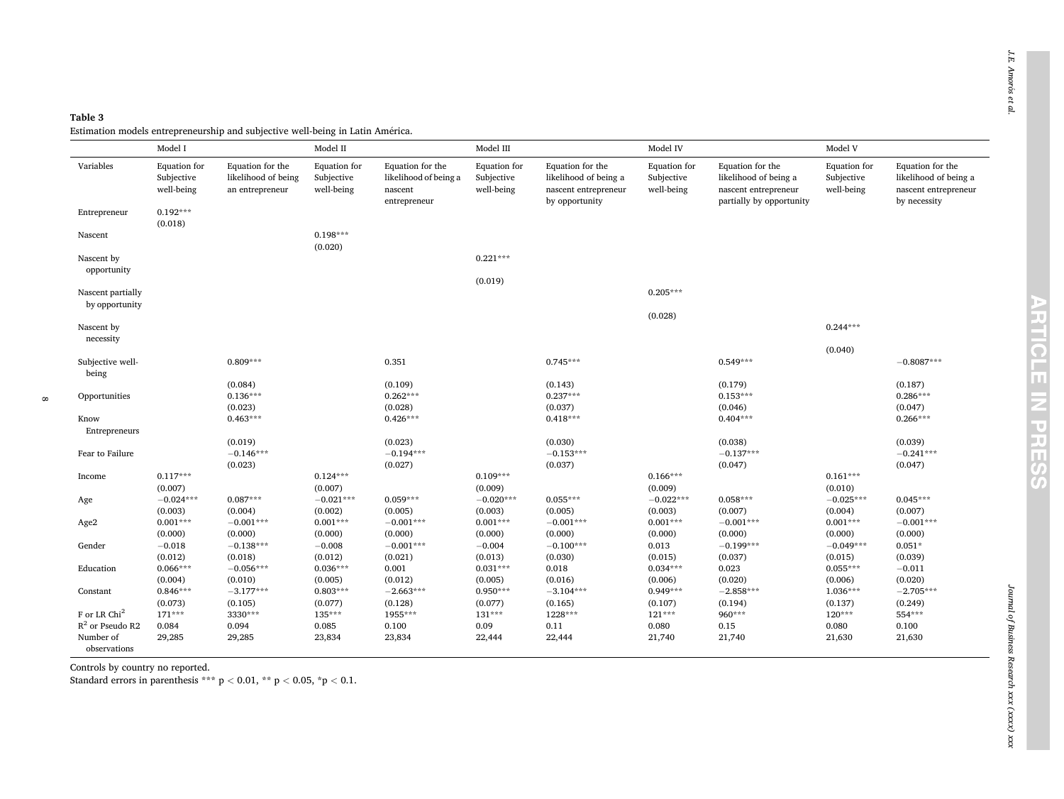**Table 3**
Estimation models entrepreneurship and subjective well-being in Latin América.

| | Model I | | Model II | | Model III | | Model IV | | Model V | |
|---|---|---|---|---|---|---|---|---|---|---|
| Variables | Equation for Subjective well-being | Equation for the likelihood of being an entrepreneur | Equation for Subjective well-being | Equation for the likelihood of being a nascent entrepreneur | Equation for Subjective well-being | Equation for the likelihood of being a nascent entrepreneur by opportunity | Equation for Subjective well-being | Equation for the likelihood of being a nascent entrepreneur partially by opportunity | Equation for Subjective well-being | Equation for the likelihood of being a nascent entrepreneur by necessity |
| Entrepreneur | 0.192*** | | | | | | | | | |
| | (0.018) | | | | | | | | | |
| Nascent | | | 0.198*** | | | | | | | |
| | | | (0.020) | | | | | | | |
| Nascent by opportunity | | | | | 0.221*** | | | | | |
| | | | | | (0.019) | | | | | |
| Nascent partially by opportunity | | | | | | | 0.205*** | | | |
| | | | | | | | (0.028) | | | |
| Nascent by necessity | | | | | | | | | 0.244*** | |
| | | | | | | | | | (0.040) | |
| Subjective well-being | | 0.809*** | | 0.351 | | 0.745*** | | 0.549*** | | −0.8087*** |
| | | (0.084) | | (0.109) | | (0.143) | | (0.179) | | (0.187) |
| Opportunities | | 0.136*** | | 0.262*** | | 0.237*** | | 0.153*** | | 0.286*** |
| | | (0.023) | | (0.028) | | (0.037) | | (0.046) | | (0.047) |
| Know Entrepreneurs | | 0.463*** | | 0.426*** | | 0.418*** | | 0.404*** | | 0.266*** |
| | | (0.019) | | (0.023) | | (0.030) | | (0.038) | | (0.039) |
| Fear to Failure | | −0.146*** | | −0.194*** | | −0.153*** | | −0.137*** | | −0.241*** |
| | | (0.023) | | (0.027) | | (0.037) | | (0.047) | | (0.047) |
| Income | 0.117*** | | 0.124*** | | 0.109*** | | 0.166*** | | 0.161*** | |
| | (0.007) | | (0.007) | | (0.009) | | (0.009) | | (0.010) | |
| Age | −0.024*** | 0.087*** | −0.021*** | 0.059*** | −0.020*** | 0.055*** | −0.022*** | 0.058*** | −0.025*** | 0.045*** |
| | (0.003) | (0.004) | (0.002) | (0.005) | (0.003) | (0.005) | (0.003) | (0.007) | (0.004) | (0.007) |
| Age2 | 0.001*** | −0.001*** | 0.001*** | −0.001*** | 0.001*** | −0.001*** | 0.001*** | −0.001*** | 0.001*** | −0.001*** |
| | (0.000) | (0.000) | (0.000) | (0.000) | (0.000) | (0.000) | (0.000) | (0.000) | (0.000) | (0.000) |
| Gender | −0.018 | −0.138*** | −0.008 | −0.001*** | −0.004 | −0.100*** | 0.013 | −0.199*** | −0.049*** | 0.051* |
| | (0.012) | (0.018) | (0.012) | (0.021) | (0.013) | (0.030) | (0.015) | (0.037) | (0.015) | (0.039) |
| Education | 0.066*** | −0.056*** | 0.036*** | 0.001 | 0.031*** | 0.018 | 0.034*** | 0.023 | 0.055*** | −0.011 |
| | (0.004) | (0.010) | (0.005) | (0.012) | (0.005) | (0.016) | (0.006) | (0.020) | (0.006) | (0.020) |
| Constant | 0.846*** | −3.177*** | 0.803*** | −2.663*** | 0.950*** | −3.104*** | 0.949*** | −2.858*** | 1.036*** | −2.705*** |
| | (0.073) | (0.105) | (0.077) | (0.128) | (0.077) | (0.165) | (0.107) | (0.194) | (0.137) | (0.249) |
| F or LR $Chi^2$ | 171*** | 3330*** | 135*** | 1955*** | 131*** | 1228*** | 121*** | 960*** | 120*** | 554*** |
| $R^2$ or Pseudo R2 | 0.084 | 0.094 | 0.085 | 0.100 | 0.09 | 0.11 | 0.080 | 0.15 | 0.080 | 0.100 |
| Number of observations | 29,285 | 29,285 | 23,834 | 23,834 | 22,444 | 22,444 | 21,740 | 21,740 | 21,630 | 21,630 |

Controls by country no reported.
Standard errors in parenthesis *** $p < 0.01$, ** $p < 0.05$, *$p < 0.1$.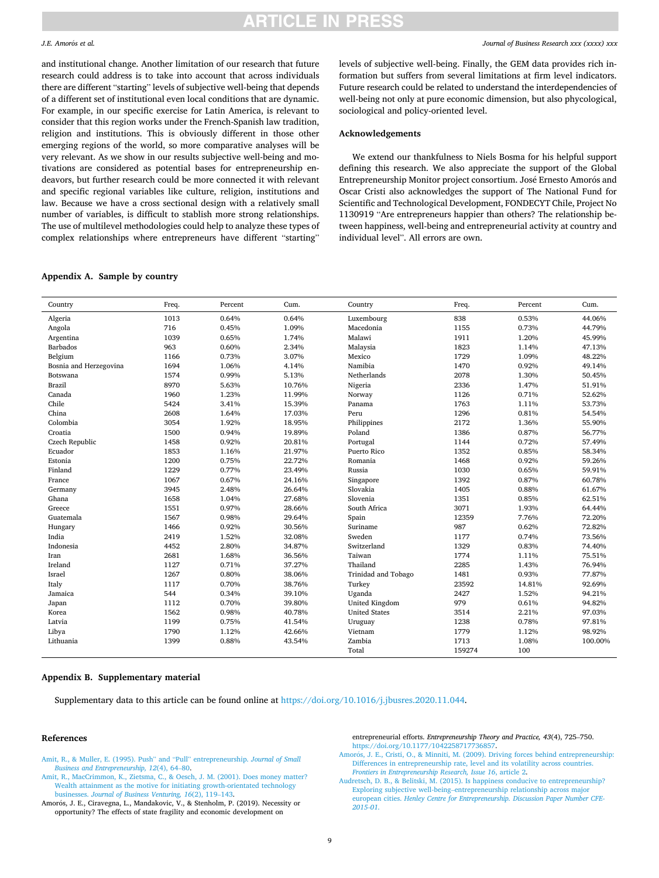and institutional change. Another limitation of our research that future research could address is to take into account that across individuals there are different "starting" levels of subjective well-being that depends of a different set of institutional even local conditions that are dynamic. For example, in our specific exercise for Latin America, is relevant to consider that this region works under the French-Spanish law tradition, religion and institutions. This is obviously different in those other emerging regions of the world, so more comparative analyses will be very relevant. As we show in our results subjective well-being and motivations are considered as potential bases for entrepreneurship endeavors, but further research could be more connected it with relevant and specific regional variables like culture, religion, institutions and law. Because we have a cross sectional design with a relatively small number of variables, is difficult to stablish more strong relationships. The use of multilevel methodologies could help to analyze these types of complex relationships where entrepreneurs have different "starting" levels of subjective well-being. Finally, the GEM data provides rich information but suffers from several limitations at firm level indicators. Future research could be related to understand the interdependencies of well-being not only at pure economic dimension, but also phycological, sociological and policy-oriented level.

## Acknowledgements

We extend our thankfulness to Niels Bosma for his helpful support defining this research. We also appreciate the support of the Global Entrepreneurship Monitor project consortium. José Ernesto Amorós and Oscar Cristi also acknowledges the support of The National Fund for Scientific and Technological Development, FONDECYT Chile, Project No 1130919 "Are entrepreneurs happier than others? The relationship between happiness, well-being and entrepreneurial activity at country and individual level". All errors are own.

## Appendix A. Sample by country

| Country | Freq. | Percent | Cum. | Country | Freq. | Percent | Cum. |
|---|---|---|---|---|---|---|---|
| Algeria | 1013 | 0.64% | 0.64% | Luxembourg | 838 | 0.53% | 44.06% |
| Angola | 716 | 0.45% | 1.09% | Macedonia | 1155 | 0.73% | 44.79% |
| Argentina | 1039 | 0.65% | 1.74% | Malawi | 1911 | 1.20% | 45.99% |
| Barbados | 963 | 0.60% | 2.34% | Malaysia | 1823 | 1.14% | 47.13% |
| Belgium | 1166 | 0.73% | 3.07% | Mexico | 1729 | 1.09% | 48.22% |
| Bosnia and Herzegovina | 1694 | 1.06% | 4.14% | Namibia | 1470 | 0.92% | 49.14% |
| Botswana | 1574 | 0.99% | 5.13% | Netherlands | 2078 | 1.30% | 50.45% |
| Brazil | 8970 | 5.63% | 10.76% | Nigeria | 2336 | 1.47% | 51.91% |
| Canada | 1960 | 1.23% | 11.99% | Norway | 1126 | 0.71% | 52.62% |
| Chile | 5424 | 3.41% | 15.39% | Panama | 1763 | 1.11% | 53.73% |
| China | 2608 | 1.64% | 17.03% | Peru | 1296 | 0.81% | 54.54% |
| Colombia | 3054 | 1.92% | 18.95% | Philippines | 2172 | 1.36% | 55.90% |
| Croatia | 1500 | 0.94% | 19.89% | Poland | 1386 | 0.87% | 56.77% |
| Czech Republic | 1458 | 0.92% | 20.81% | Portugal | 1144 | 0.72% | 57.49% |
| Ecuador | 1853 | 1.16% | 21.97% | Puerto Rico | 1352 | 0.85% | 58.34% |
| Estonia | 1200 | 0.75% | 22.72% | Romania | 1468 | 0.92% | 59.26% |
| Finland | 1229 | 0.77% | 23.49% | Russia | 1030 | 0.65% | 59.91% |
| France | 1067 | 0.67% | 24.16% | Singapore | 1392 | 0.87% | 60.78% |
| Germany | 3945 | 2.48% | 26.64% | Slovakia | 1405 | 0.88% | 61.67% |
| Ghana | 1658 | 1.04% | 27.68% | Slovenia | 1351 | 0.85% | 62.51% |
| Greece | 1551 | 0.97% | 28.66% | South Africa | 3071 | 1.93% | 64.44% |
| Guatemala | 1567 | 0.98% | 29.64% | Spain | 12359 | 7.76% | 72.20% |
| Hungary | 1466 | 0.92% | 30.56% | Suriname | 987 | 0.62% | 72.82% |
| India | 2419 | 1.52% | 32.08% | Sweden | 1177 | 0.74% | 73.56% |
| Indonesia | 4452 | 2.80% | 34.87% | Switzerland | 1329 | 0.83% | 74.40% |
| Iran | 2681 | 1.68% | 36.56% | Taiwan | 1774 | 1.11% | 75.51% |
| Ireland | 1127 | 0.71% | 37.27% | Thailand | 2285 | 1.43% | 76.94% |
| Israel | 1267 | 0.80% | 38.06% | Trinidad and Tobago | 1481 | 0.93% | 77.87% |
| Italy | 1117 | 0.70% | 38.76% | Turkey | 23592 | 14.81% | 92.69% |
| Jamaica | 544 | 0.34% | 39.10% | Uganda | 2427 | 1.52% | 94.21% |
| Japan | 1112 | 0.70% | 39.80% | United Kingdom | 979 | 0.61% | 94.82% |
| Korea | 1562 | 0.98% | 40.78% | United States | 3514 | 2.21% | 97.03% |
| Latvia | 1199 | 0.75% | 41.54% | Uruguay | 1238 | 0.78% | 97.81% |
| Libya | 1790 | 1.12% | 42.66% | Vietnam | 1779 | 1.12% | 98.92% |
| Lithuania | 1399 | 0.88% | 43.54% | Zambia | 1713 | 1.08% | 100.00% |
| | | | | Total | 159274 | 100 | |

## Appendix B. Supplementary material

Supplementary data to this article can be found online at https://doi.org/10.1016/j.jbusres.2020.11.044.

## References

Amit, R., & Muller, E. (1995). Push" and "Pull" entrepreneurship. *Journal of Small Business and Entrepreneurship, 12*(4), 64–80.

Amit, R., MacCrimmon, K., Zietsma, C., & Oesch, J. M. (2001). Does money matter? Wealth attainment as the motive for initiating growth-orientated technology businesses. *Journal of Business Venturing, 16*(2), 119–143.

Amorós, J. E., Ciravegna, L., Mandakovic, V., & Stenholm, P. (2019). Necessity or opportunity? The effects of state fragility and economic development on entrepreneurial efforts. *Entrepreneurship Theory and Practice, 43*(4), 725–750. https://doi.org/10.1177/1042258717736857.

Amorós, J. E., Cristi, O., & Minniti, M. (2009). Driving forces behind entrepreneurship: Differences in entrepreneurship rate, level and its volatility across countries. *Frontiers in Entrepreneurship Research, Issue 16*, article 2.

Audretsch, D. B., & Belitski, M. (2015). Is happiness conducive to entrepreneurship? Exploring subjective well-being–entrepreneurship relationship across major european cities. *Henley Centre for Entrepreneurship. Discussion Paper Number CFE-2015-01.*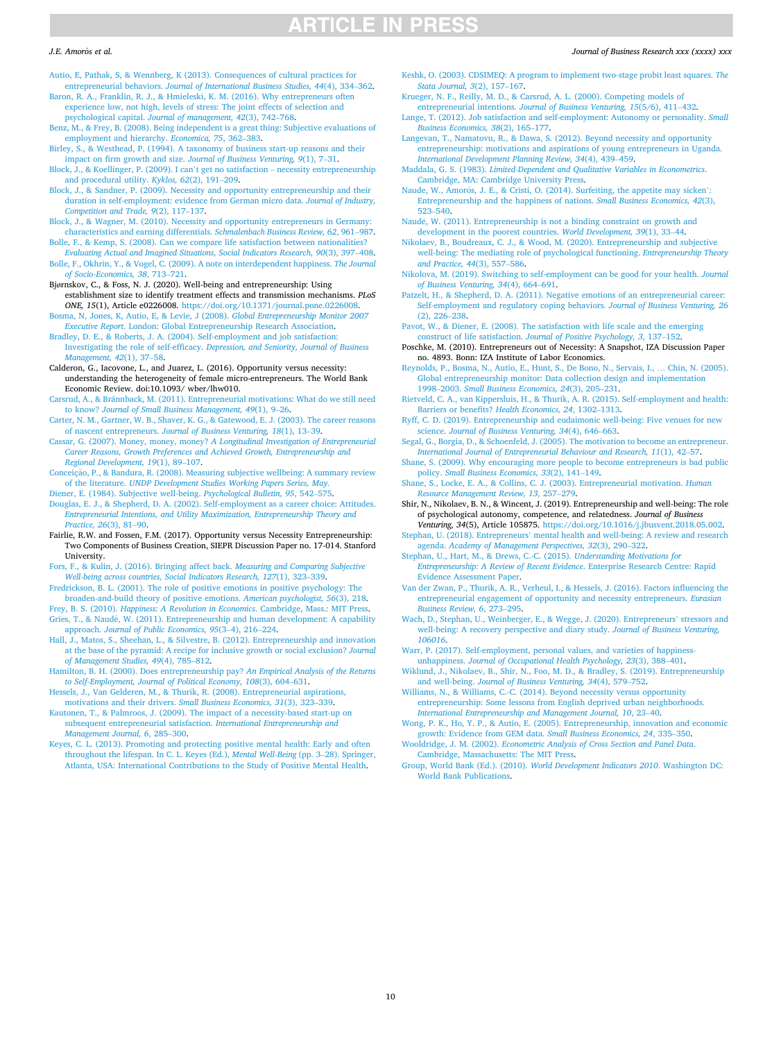Autio, E, Pathak, S, & Wennberg, K (2013). Consequences of cultural practices for entrepreneurial behaviors. *Journal of International Business Studies, 44*(4), 334–362.

Baron, R. A., Franklin, R. J., & Hmieleski, K. M. (2016). Why entrepreneurs often experience low, not high, levels of stress: The joint effects of selection and psychological capital. *Journal of management, 42*(3), 742–768.

Benz, M., & Frey, B. (2008). Being independent is a great thing: Subjective evaluations of employment and hierarchy. *Economica, 75*, 362–383.

Birley, S., & Westhead, P. (1994). A taxonomy of business start-up reasons and their impact on firm growth and size. *Journal of Business Venturing, 9*(1), 7–31.

Block, J., & Koellinger, P. (2009). I can't get no satisfaction – necessity entrepreneurship and procedural utility. *Kyklos, 62*(2), 191–209.

Block, J., & Sandner, P. (2009). Necessity and opportunity entrepreneurship and their duration in self-employment: evidence from German micro data. *Journal of Industry, Competition and Trade, 9*(2), 117–137.

Block, J., & Wagner, M. (2010). Necessity and opportunity entrepreneurs in Germany: characteristics and earning differentials. *Schmalenbach Business Review, 62*, 961–987.

Bolle, F., & Kemp, S. (2008). Can we compare life satisfaction between nationalities? *Evaluating Actual and Imagined Situations, Social Indicators Research, 90*(3), 397–408.

Bolle, F., Okhrin, Y., & Vogel, C. (2009). A note on interdependent happiness. *The Journal of Socio-Economics, 38*, 713–721.

Bjørnskov, C., & Foss, N. J. (2020). Well-being and entrepreneurship: Using establishment size to identify treatment effects and transmission mechanisms. *PLoS ONE, 15*(1), Article e0226008. https://doi.org/10.1371/journal.pone.0226008.

Bosma, N, Jones, K, Autio, E, & Levie, J (2008). *Global Entrepreneurship Monitor 2007 Executive Report*. London: Global Entrepreneurship Research Association.

Bradley, D. E., & Roberts, J. A. (2004). Self-employment and job satisfaction: Investigating the role of self-efficacy. *Depression, and Seniority, Journal of Business Management, 42*(1), 37–58.

Calderon, G., Iacovone, L., and Juarez, L. (2016). Opportunity versus necessity: understanding the heterogeneity of female micro-entrepreneurs. The World Bank Economic Review. doi:10.1093/ wber/lhw010.

Carsrud, A., & Brännback, M. (2011). Entrepreneurial motivations: What do we still need to know? *Journal of Small Business Management, 49*(1), 9–26.

Carter, N. M., Gartner, W. B., Shaver, K. G., & Gatewood, E. J. (2003). The career reasons of nascent entrepreneurs. *Journal of Business Venturing, 18*(1), 13–39.

Cassar, G. (2007). Money, money, money? *A Longitudinal Investigation of Entrepreneurial Career Reasons, Growth Preferences and Achieved Growth, Entrepreneurship and Regional Development, 19*(1), 89–107.

Conceição, P., & Bandura, R. (2008). Measuring subjective wellbeing: A summary review of the literature. *UNDP Development Studies Working Papers Series, May.*

Diener, E. (1984). Subjective well-being. *Psychological Bulletin, 95*, 542–575.

Douglas, E. J., & Shepherd, D. A. (2002). Self-employment as a career choice: Attitudes. *Entrepreneurial Intentions, and Utility Maximization, Entrepreneurship Theory and Practice, 26*(3), 81–90.

Fairlie, R.W. and Fossen, F.M. (2017). Opportunity versus Necessity Entrepreneurship: Two Components of Business Creation, SIEPR Discussion Paper no. 17-014. Stanford University.

Fors, F., & Kulin, J. (2016). Bringing affect back. *Measuring and Comparing Subjective Well-being across countries, Social Indicators Research, 127*(1), 323–339.

Fredrickson, B. L. (2001). The role of positive emotions in positive psychology: The broaden-and-build theory of positive emotions. *American psychologist, 56*(3), 218.

Frey, B. S. (2010). *Happiness: A Revolution in Economics*. Cambridge, Mass.: MIT Press.

Gries, T., & Naudé, W. (2011). Entrepreneurship and human development: A capability approach. *Journal of Public Economics, 95*(3–4), 216–224.

Hall, J., Matos, S., Sheehan, L., & Silvestre, B. (2012). Entrepreneurship and innovation at the base of the pyramid: A recipe for inclusive growth or social exclusion? *Journal of Management Studies, 49*(4), 785–812.

Hamilton, B. H. (2000). Does entrepreneurship pay? *An Empirical Analysis of the Returns to Self-Employment, Journal of Political Economy, 108*(3), 604–631.

Hessels, J., Van Gelderen, M., & Thurik, R. (2008). Entrepreneurial aspirations, motivations and their drivers. *Small Business Economics, 31*(3), 323–339.

Kautonen, T., & Palmroos, J. (2009). The impact of a necessity-based start-up on subsequent entrepreneurial satisfaction. *International Entrepreneurship and Management Journal, 6*, 285–300.

Keyes, C. L. (2013). Promoting and protecting positive mental health: Early and often throughout the lifespan. In C. L. Keyes (Ed.), *Mental Well-Being* (pp. 3–28). Springer, Atlanta, USA: International Contributions to the Study of Positive Mental Health.

Keshk, O. (2003). CDSIMEQ: A program to implement two-stage probit least squares. *The Stata Journal, 3*(2), 157–167.

Krueger, N. F., Reilly, M. D., & Carsrud, A. L. (2000). Competing models of entrepreneurial intentions. *Journal of Business Venturing, 15*(5/6), 411–432.

Lange, T. (2012). Job satisfaction and self-employment: Autonomy or personality. *Small Business Economics, 38*(2), 165–177.

Langevan, T., Namatovu, R., & Dawa, S. (2012). Beyond necessity and opportunity entrepreneurship: motivations and aspirations of young entrepreneurs in Uganda. *International Development Planning Review, 34*(4), 439–459.

Maddala, G. S. (1983). *Limited-Dependent and Qualitative Variables in Econometrics*. Cambridge, MA: Cambridge University Press.

Naude, W., Amorós, J. E., & Cristi, O. (2014). Surfeiting, the appetite may sicken': Entrepreneurship and the happiness of nations. *Small Business Economics, 42*(3), 523–540.

Naudé, W. (2011). Entrepreneurship is not a binding constraint on growth and development in the poorest countries. *World Development, 39*(1), 33–44.

Nikolaev, B., Boudreaux, C. J., & Wood, M. (2020). Entrepreneurship and subjective well-being: The mediating role of psychological functioning. *Entrepreneurship Theory and Practice, 44*(3), 557–586.

Nikolova, M. (2019). Switching to self-employment can be good for your health. *Journal of Business Venturing, 34*(4), 664–691.

Patzelt, H., & Shepherd, D. A. (2011). Negative emotions of an entrepreneurial career: Self-employment and regulatory coping behaviors. *Journal of Business Venturing, 26*(2), 226–238.

Pavot, W., & Diener, E. (2008). The satisfaction with life scale and the emerging construct of life satisfaction. *Journal of Positive Psychology, 3*, 137–152.

Poschke, M. (2010). Entrepreneurs out of Necessity: A Snapshot, IZA Discussion Paper no. 4893. Bonn: IZA Institute of Labor Economics.

Reynolds, P., Bosma, N., Autio, E., Hunt, S., De Bono, N., Servais, I., … Chin, N. (2005). Global entrepreneurship monitor: Data collection design and implementation 1998–2003. *Small Business Economics, 24*(3), 205–231.

Rietveld, C. A., van Kippersluis, H., & Thurik, A. R. (2015). Self-employment and health: Barriers or benefits? *Health Economics, 24*, 1302–1313.

Ryff, C. D. (2019). Entrepreneurship and eudaimonic well-being: Five venues for new science. *Journal of Business Venturing, 34*(4), 646–663.

Segal, G., Borgia, D., & Schoenfeld, J. (2005). The motivation to become an entrepreneur. *International Journal of Entrepreneurial Behaviour and Research, 11*(1), 42–57.

Shane, S. (2009). Why encouraging more people to become entrepreneurs is bad public policy. *Small Business Economics, 33*(2), 141–149.

Shane, S., Locke, E. A., & Collins, C. J. (2003). Entrepreneurial motivation. *Human Resource Management Review, 13*, 257–279.

Shir, N., Nikolaev, B. N., & Wincent, J. (2019). Entrepreneurship and well-being: The role of psychological autonomy, competence, and relatedness. *Journal of Business Venturing, 34*(5), Article 105875. https://doi.org/10.1016/j.jbusvent.2018.05.002.

Stephan, U. (2018). Entrepreneurs' mental health and well-being: A review and research agenda. *Academy of Management Perspectives, 32*(3), 290–322.

Stephan, U., Hart, M., & Drews, C.-C. (2015). *Understanding Motivations for Entrepreneurship: A Review of Recent Evidence*. Enterprise Research Centre: Rapid Evidence Assessment Paper.

Van der Zwan, P., Thurik, A. R., Verheul, I., & Hessels, J. (2016). Factors influencing the entrepreneurial engagement of opportunity and necessity entrepreneurs. *Eurasian Business Review, 6*, 273–295.

Wach, D., Stephan, U., Weinberger, E., & Wegge, J. (2020). Entrepreneurs' stressors and well-being: A recovery perspective and diary study. *Journal of Business Venturing, 106016*.

Warr, P. (2017). Self-employment, personal values, and varieties of happiness-unhappiness. *Journal of Occupational Health Psychology, 23*(3), 388–401.

Wiklund, J., Nikolaev, B., Shir, N., Foo, M. D., & Bradley, S. (2019). Entrepreneurship and well-being. *Journal of Business Venturing, 34*(4), 579–752.

Williams, N., & Williams, C.-C. (2014). Beyond necessity versus opportunity entrepreneurship: Some lessons from English deprived urban neighborhoods. *International Entrepreneurship and Management Journal, 10*, 23–40.

Wong, P. K., Ho, Y. P., & Autio, E. (2005). Entrepreneurship, innovation and economic growth: Evidence from GEM data. *Small Business Economics, 24*, 335–350.

Wooldridge, J. M. (2002). *Econometric Analysis of Cross Section and Panel Data*. Cambridge, Massachusetts: The MIT Press.

Group, World Bank (Ed.). (2010). *World Development Indicators 2010*. Washington DC: World Bank Publications.